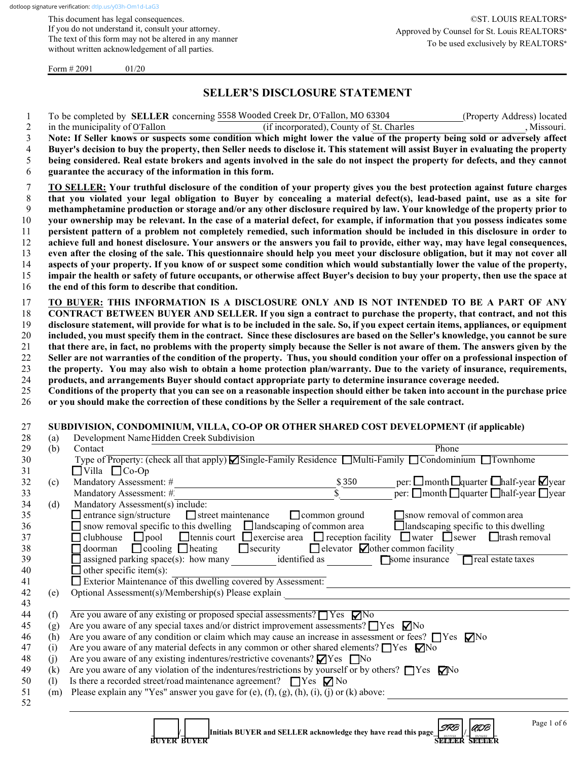dotloop signature verification: dtlp.us/y03h-Om1d-LaG3

This document has legal consequences.
If you do not understand it, consult your attorney.
The text of this form may not be altered in any manner without written acknowledgement of all parties.

©ST. LOUIS REALTORS®
Approved by Counsel for St. Louis REALTORS®
To be used exclusively by REALTORS®

Form # 2091 01/20

# SELLER'S DISCLOSURE STATEMENT

1 To be completed by **SELLER** concerning 5558 Wooded Creek Dr, O'Fallon, MO 63304 (Property Address) located
2 in the municipality of O'Fallon (if incorporated), County of St. Charles, Missouri.
3 **Note: If Seller knows or suspects some condition which might lower the value of the property being sold or adversely affect**
4 **Buyer's decision to buy the property, then Seller needs to disclose it. This statement will assist Buyer in evaluating the property**
5 **being considered. Real estate brokers and agents involved in the sale do not inspect the property for defects, and they cannot**
6 **guarantee the accuracy of the information in this form.**

7 **TO SELLER: Your truthful disclosure of the condition of your property gives you the best protection against future charges**
8 **that you violated your legal obligation to Buyer by concealing a material defect(s), lead-based paint, use as a site for**
9 **methamphetamine production or storage and/or any other disclosure required by law. Your knowledge of the property prior to**
10 **your ownership may be relevant. In the case of a material defect, for example, if information that you possess indicates some**
11 **persistent pattern of a problem not completely remedied, such information should be included in this disclosure in order to**
12 **achieve full and honest disclosure. Your answers or the answers you fail to provide, either way, may have legal consequences,**
13 **even after the closing of the sale. This questionnaire should help you meet your disclosure obligation, but it may not cover all**
14 **aspects of your property. If you know of or suspect some condition which would substantially lower the value of the property,**
15 **impair the health or safety of future occupants, or otherwise affect Buyer's decision to buy your property, then use the space at**
16 **the end of this form to describe that condition.**

17 **TO BUYER: THIS INFORMATION IS A DISCLOSURE ONLY AND IS NOT INTENDED TO BE A PART OF ANY**
18 **CONTRACT BETWEEN BUYER AND SELLER. If you sign a contract to purchase the property, that contract, and not this**
19 **disclosure statement, will provide for what is to be included in the sale. So, if you expect certain items, appliances, or equipment**
20 **included, you must specify them in the contract. Since these disclosures are based on the Seller's knowledge, you cannot be sure**
21 **that there are, in fact, no problems with the property simply because the Seller is not aware of them. The answers given by the**
22 **Seller are not warranties of the condition of the property. Thus, you should condition your offer on a professional inspection of**
23 **the property. You may also wish to obtain a home protection plan/warranty. Due to the variety of insurance, requirements,**
24 **products, and arrangements Buyer should contact appropriate party to determine insurance coverage needed.**
25 **Conditions of the property that you can see on a reasonable inspection should either be taken into account in the purchase price**
26 **or you should make the correction of these conditions by the Seller a requirement of the sale contract.**

27 **SUBDIVISION, CONDOMINIUM, VILLA, CO-OP OR OTHER SHARED COST DEVELOPMENT (if applicable)**

28 (a) Development Name Hidden Creek Subdivision
29 (b) Contact ________ Phone ________
30 Type of Property: (check all that apply) ☑ Single-Family Residence ☐ Multi-Family ☐ Condominium ☐ Townhome
31 ☐ Villa ☐ Co-Op
32 (c) Mandatory Assessment: # ________ $ 350 per: ☐ month ☐ quarter ☐ half-year ☑ year
33 Mandatory Assessment: # ________ $ ________ per: ☐ month ☐ quarter ☐ half-year ☐ year
34 (d) Mandatory Assessment(s) include:
35 ☐ entrance sign/structure ☐ street maintenance ☐ common ground ☐ snow removal of common area
36 ☐ snow removal specific to this dwelling ☐ landscaping of common area ☐ landscaping specific to this dwelling
37 ☐ clubhouse ☐ pool ☐ tennis court ☐ exercise area ☐ reception facility ☐ water ☐ sewer ☐ trash removal
38 ☐ doorman ☐ cooling ☐ heating ☐ security ☐ elevator ☑ other common facility ________
39 ☐ assigned parking space(s): how many ________ identified as ________ ☐ some insurance ☐ real estate taxes
40 ☐ other specific item(s): ________
41 ☐ Exterior Maintenance of this dwelling covered by Assessment: ________
42 (e) Optional Assessment(s)/Membership(s) Please explain ________
43
44 (f) Are you aware of any existing or proposed special assessments? ☐ Yes ☑ No
45 (g) Are you aware of any special taxes and/or district improvement assessments? ☐ Yes ☑ No
46 (h) Are you aware of any condition or claim which may cause an increase in assessment or fees? ☐ Yes ☑ No
47 (i) Are you aware of any material defects in any common or other shared elements? ☐ Yes ☑ No
48 (j) Are you aware of any existing indentures/restrictive covenants? ☑ Yes ☐ No
49 (k) Are you aware of any violation of the indentures/restrictions by yourself or by others? ☐ Yes ☑ No
50 (l) Is there a recorded street/road maintenance agreement? ☐ Yes ☑ No
51 (m) Please explain any "Yes" answer you gave for (e), (f), (g), (h), (i), (j) or (k) above: ________
52

____ / ____ **Initials BUYER and SELLER acknowledge they have read this page** SRB / RDB
BUYER BUYER SELLER SELLER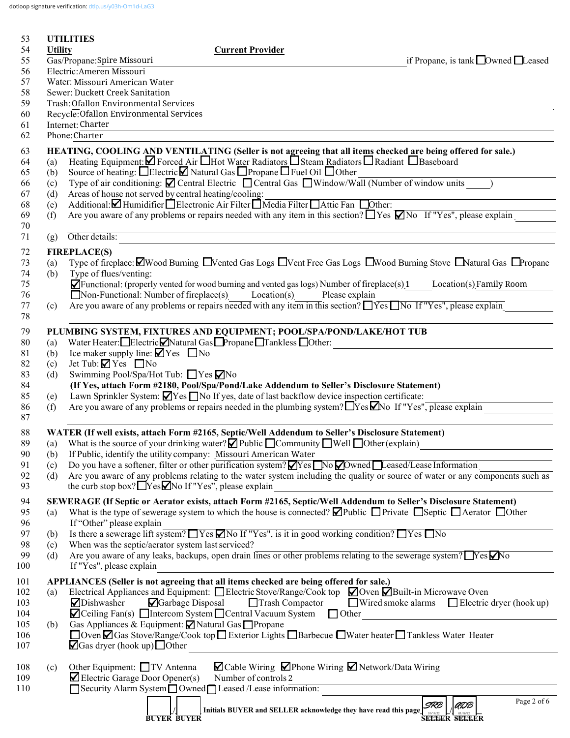dotloop signature verification: dtlp.us/y03h-Om1d-LaG3

53 **UTILITIES**

54 **Utility** **Current Provider**

55 Gas/Propane: Spire Missouri if Propane, is tank ☐ Owned ☐ Leased

56 Electric: Ameren Missouri

57 Water: Missouri American Water

58 Sewer: Duckett Creek Sanitation

59 Trash: Ofallon Environmental Services

60 Recycle: Ofallon Environmental Services

61 Internet: Charter

62 Phone: Charter

63 **HEATING, COOLING AND VENTILATING (Seller is not agreeing that all items checked are being offered for sale.)**

64 (a) Heating Equipment: ☑ Forced Air ☐ Hot Water Radiators ☐ Steam Radiators ☐ Radiant ☐ Baseboard

65 (b) Source of heating: ☐ Electric ☑ Natural Gas ☐ Propane ☐ Fuel Oil ☐ Other

66 (c) Type of air conditioning: ☑ Central Electric ☐ Central Gas ☐ Window/Wall (Number of window units ____)

67 (d) Areas of house not served by central heating/cooling:

68 (e) Additional: ☑ Humidifier ☐ Electronic Air Filter ☐ Media Filter ☐ Attic Fan ☐ Other:

69 (f) Are you aware of any problems or repairs needed with any item in this section? ☐ Yes ☑ No If "Yes", please explain

70

71 (g) Other details:

72 **FIREPLACE(S)**

73 (a) Type of fireplace: ☑ Wood Burning ☐ Vented Gas Logs ☐ Vent Free Gas Logs ☐ Wood Burning Stove ☐ Natural Gas ☐ Propane

74 (b) Type of flues/venting:

75 ☑ Functional: (properly vented for wood burning and vented gas logs) Number of fireplace(s) 1 Location(s) Family Room

76 ☐ Non-Functional: Number of fireplace(s) ____ Location(s) ____ Please explain

77 (c) Are you aware of any problems or repairs needed with any item in this section? ☐ Yes ☐ No If "Yes", please explain

78

79 **PLUMBING SYSTEM, FIXTURES AND EQUIPMENT; POOL/SPA/POND/LAKE/HOT TUB**

80 (a) Water Heater: ☐ Electric ☑ Natural Gas ☐ Propane ☐ Tankless ☐ Other:

81 (b) Ice maker supply line: ☑ Yes ☐ No

82 (c) Jet Tub: ☑ Yes ☐ No

83 (d) Swimming Pool/Spa/Hot Tub: ☐ Yes ☑ No

84 **(If Yes, attach Form #2180, Pool/Spa/Pond/Lake Addendum to Seller's Disclosure Statement)**

85 (e) Lawn Sprinkler System: ☑ Yes ☐ No If yes, date of last backflow device inspection certificate:

86 (f) Are you aware of any problems or repairs needed in the plumbing system? ☐ Yes ☑ No If "Yes", please explain

87

88 **WATER (If well exists, attach Form #2165, Septic/Well Addendum to Seller's Disclosure Statement)**

89 (a) What is the source of your drinking water? ☑ Public ☐ Community ☐ Well ☐ Other (explain)

90 (b) If Public, identify the utility company: Missouri American Water

91 (c) Do you have a softener, filter or other purification system? ☑ Yes ☐ No ☑ Owned ☐ Leased/Lease Information

92 (d) Are you aware of any problems relating to the water system including the quality or source of water or any components such as
93 the curb stop box? ☐ Yes ☑ No If "Yes", please explain

94 **SEWERAGE (If Septic or Aerator exists, attach Form #2165, Septic/Well Addendum to Seller's Disclosure Statement)**

95 (a) What is the type of sewerage system to which the house is connected? ☑ Public ☐ Private ☐ Septic ☐ Aerator ☐ Other
96 If "Other" please explain

97 (b) Is there a sewerage lift system? ☐ Yes ☑ No If "Yes", is it in good working condition? ☐ Yes ☐ No

98 (c) When was the septic/aerator system last serviced?

99 (d) Are you aware of any leaks, backups, open drain lines or other problems relating to the sewerage system? ☐ Yes ☑ No
100 If "Yes", please explain

101 **APPLIANCES (Seller is not agreeing that all items checked are being offered for sale.)**

102 (a) Electrical Appliances and Equipment: ☐ Electric Stove/Range/Cook top ☑ Oven ☑ Built-in Microwave Oven

103 ☑ Dishwasher ☑ Garbage Disposal ☐ Trash Compactor ☐ Wired smoke alarms ☐ Electric dryer (hook up)

104 ☑ Ceiling Fan(s) ☐ Intercom System ☐ Central Vacuum System ☐ Other

105 (b) Gas Appliances & Equipment: ☑ Natural Gas ☐ Propane

106 ☐ Oven ☑ Gas Stove/Range/Cook top ☐ Exterior Lights ☐ Barbecue ☐ Water heater ☐ Tankless Water Heater

107 ☑ Gas dryer (hook up) ☐ Other

108 (c) Other Equipment: ☐ TV Antenna ☑ Cable Wiring ☑ Phone Wiring ☑ Network/Data Wiring

109 ☑ Electric Garage Door Opener(s) Number of controls 2

110 ☐ Security Alarm System ☐ Owned ☐ Leased /Lease information:

____ / ____ **Initials BUYER and SELLER acknowledge they have read this page** SRB 01/17/22 / ADB 01/16/22

**BUYER BUYER** **SELLER SELLER**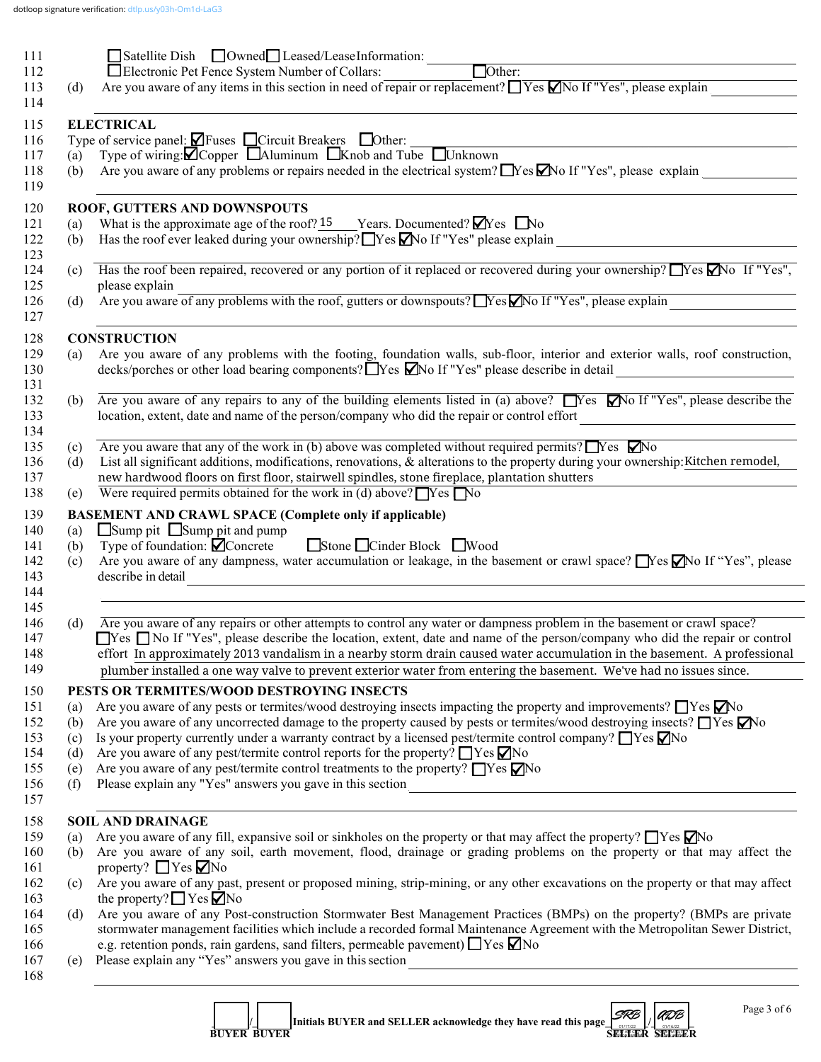☐Satellite Dish ☐Owned☐ Leased/Lease Information:

☐Electronic Pet Fence System Number of Collars: ☐Other:

(d) Are you aware of any items in this section in need of repair or replacement? ☐ Yes ☑No If "Yes", please explain

**ELECTRICAL**

Type of service panel: ☑Fuses ☐Circuit Breakers ☐Other:

(a) Type of wiring:☑Copper ☐Aluminum ☐Knob and Tube ☐Unknown

(b) Are you aware of any problems or repairs needed in the electrical system? ☐Yes ☑No If "Yes", please explain

**ROOF, GUTTERS AND DOWNSPOUTS**

(a) What is the approximate age of the roof? 15 Years. Documented? ☑Yes ☐No

(b) Has the roof ever leaked during your ownership? ☐Yes ☑No If "Yes" please explain

(c) Has the roof been repaired, recovered or any portion of it replaced or recovered during your ownership? ☐Yes ☑No If "Yes", please explain

(d) Are you aware of any problems with the roof, gutters or downspouts? ☐Yes ☑No If "Yes", please explain

**CONSTRUCTION**

(a) Are you aware of any problems with the footing, foundation walls, sub-floor, interior and exterior walls, roof construction, decks/porches or other load bearing components? ☐Yes ☑No If "Yes" please describe in detail

(b) Are you aware of any repairs to any of the building elements listed in (a) above? ☐Yes ☑No If "Yes", please describe the location, extent, date and name of the person/company who did the repair or control effort

(c) Are you aware that any of the work in (b) above was completed without required permits? ☐Yes ☑No

(d) List all significant additions, modifications, renovations, & alterations to the property during your ownership: Kitchen remodel, new hardwood floors on first floor, stairwell spindles, stone fireplace, plantation shutters

(e) Were required permits obtained for the work in (d) above? ☐Yes ☐No

**BASEMENT AND CRAWL SPACE (Complete only if applicable)**

(a) ☐Sump pit ☐Sump pit and pump

(b) Type of foundation: ☑Concrete ☐Stone ☐Cinder Block ☐Wood

(c) Are you aware of any dampness, water accumulation or leakage, in the basement or crawl space? ☐Yes ☑No If "Yes", please describe in detail

(d) Are you aware of any repairs or other attempts to control any water or dampness problem in the basement or crawl space? ☐Yes ☐No If "Yes", please describe the location, extent, date and name of the person/company who did the repair or control effort In approximately 2013 vandalism in a nearby storm drain caused water accumulation in the basement. A professional plumber installed a one way valve to prevent exterior water from entering the basement. We've had no issues since.

**PESTS OR TERMITES/WOOD DESTROYING INSECTS**

(a) Are you aware of any pests or termites/wood destroying insects impacting the property and improvements? ☐Yes ☑No

(b) Are you aware of any uncorrected damage to the property caused by pests or termites/wood destroying insects? ☐Yes ☑No

(c) Is your property currently under a warranty contract by a licensed pest/termite control company? ☐Yes ☑No

(d) Are you aware of any pest/termite control reports for the property? ☐Yes ☑No

(e) Are you aware of any pest/termite control treatments to the property? ☐Yes ☑No

(f) Please explain any "Yes" answers you gave in this section

**SOIL AND DRAINAGE**

(a) Are you aware of any fill, expansive soil or sinkholes on the property or that may affect the property? ☐Yes ☑No

(b) Are you aware of any soil, earth movement, flood, drainage or grading problems on the property or that may affect the property? ☐Yes ☑No

(c) Are you aware of any past, present or proposed mining, strip-mining, or any other excavations on the property or that may affect the property? ☐Yes ☑No

(d) Are you aware of any Post-construction Stormwater Best Management Practices (BMPs) on the property? (BMPs are private stormwater management facilities which include a recorded formal Maintenance Agreement with the Metropolitan Sewer District, e.g. retention ponds, rain gardens, sand filters, permeable pavement) ☐Yes ☑No

(e) Please explain any "Yes" answers you gave in this section

\_\_\_\_ / \_\_\_\_ Initials BUYER and SELLER acknowledge they have read this page SRB / GDB
BUYER BUYER SELLER SELLER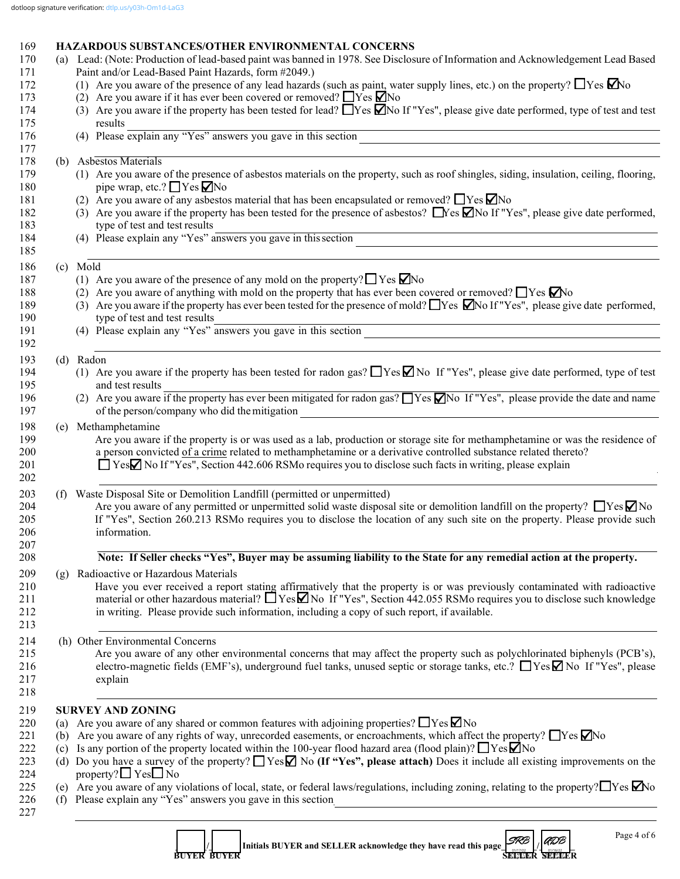dotloop signature verification: dtlp.us/y03h-Om1d-LaG3

## HAZARDOUS SUBSTANCES/OTHER ENVIRONMENTAL CONCERNS

(a) Lead: (Note: Production of lead-based paint was banned in 1978. See Disclosure of Information and Acknowledgement Lead Based Paint and/or Lead-Based Paint Hazards, form #2049.)

(1) Are you aware of the presence of any lead hazards (such as paint, water supply lines, etc.) on the property? ☐ Yes ☑ No

(2) Are you aware if it has ever been covered or removed? ☐ Yes ☑ No

(3) Are you aware if the property has been tested for lead? ☐ Yes ☑ No If "Yes", please give date performed, type of test and test results ______

(4) Please explain any "Yes" answers you gave in this section ______

(b) Asbestos Materials

(1) Are you aware of the presence of asbestos materials on the property, such as roof shingles, siding, insulation, ceiling, flooring, pipe wrap, etc.? ☐ Yes ☑ No

(2) Are you aware of any asbestos material that has been encapsulated or removed? ☐ Yes ☑ No

(3) Are you aware if the property has been tested for the presence of asbestos? ☐ Yes ☑ No If "Yes", please give date performed, type of test and test results ______

(4) Please explain any "Yes" answers you gave in this section ______

(c) Mold

(1) Are you aware of the presence of any mold on the property? ☐ Yes ☑ No

(2) Are you aware of anything with mold on the property that has ever been covered or removed? ☐ Yes ☑ No

(3) Are you aware if the property has ever been tested for the presence of mold? ☐ Yes ☑ No If "Yes", please give date performed, type of test and test results ______

(4) Please explain any "Yes" answers you gave in this section ______

(d) Radon

(1) Are you aware if the property has been tested for radon gas? ☐ Yes ☑ No If "Yes", please give date performed, type of test and test results ______

(2) Are you aware if the property has ever been mitigated for radon gas? ☐ Yes ☑ No If "Yes", please provide the date and name of the person/company who did the mitigation ______

(e) Methamphetamine

Are you aware if the property is or was used as a lab, production or storage site for methamphetamine or was the residence of a person convicted of a crime related to methamphetamine or a derivative controlled substance related thereto?
☐ Yes ☑ No If "Yes", Section 442.606 RSMo requires you to disclose such facts in writing, please explain ______

(f) Waste Disposal Site or Demolition Landfill (permitted or unpermitted)

Are you aware of any permitted or unpermitted solid waste disposal site or demolition landfill on the property? ☐ Yes ☑ No If "Yes", Section 260.213 RSMo requires you to disclose the location of any such site on the property. Please provide such information. ______

**Note: If Seller checks "Yes", Buyer may be assuming liability to the State for any remedial action at the property.**

(g) Radioactive or Hazardous Materials

Have you ever received a report stating affirmatively that the property is or was previously contaminated with radioactive material or other hazardous material? ☐ Yes ☑ No If "Yes", Section 442.055 RSMo requires you to disclose such knowledge in writing. Please provide such information, including a copy of such report, if available. ______

(h) Other Environmental Concerns

Are you aware of any other environmental concerns that may affect the property such as polychlorinated biphenyls (PCB's), electro-magnetic fields (EMF's), underground fuel tanks, unused septic or storage tanks, etc.? ☐ Yes ☑ No If "Yes", please explain ______

## SURVEY AND ZONING

(a) Are you aware of any shared or common features with adjoining properties? ☐ Yes ☑ No

(b) Are you aware of any rights of way, unrecorded easements, or encroachments, which affect the property? ☐ Yes ☑ No

(c) Is any portion of the property located within the 100-year flood hazard area (flood plain)? ☐ Yes ☑ No

(d) Do you have a survey of the property? ☐ Yes ☑ No **(If "Yes", please attach)** Does it include all existing improvements on the property? ☐ Yes ☐ No

(e) Are you aware of any violations of local, state, or federal laws/regulations, including zoning, relating to the property? ☐ Yes ☑ No

(f) Please explain any "Yes" answers you gave in this section ______

______ / ______ Initials BUYER and SELLER acknowledge they have read this page SRB 01/17/22 / ADB 01/16/22
BUYER BUYER SELLER SELLER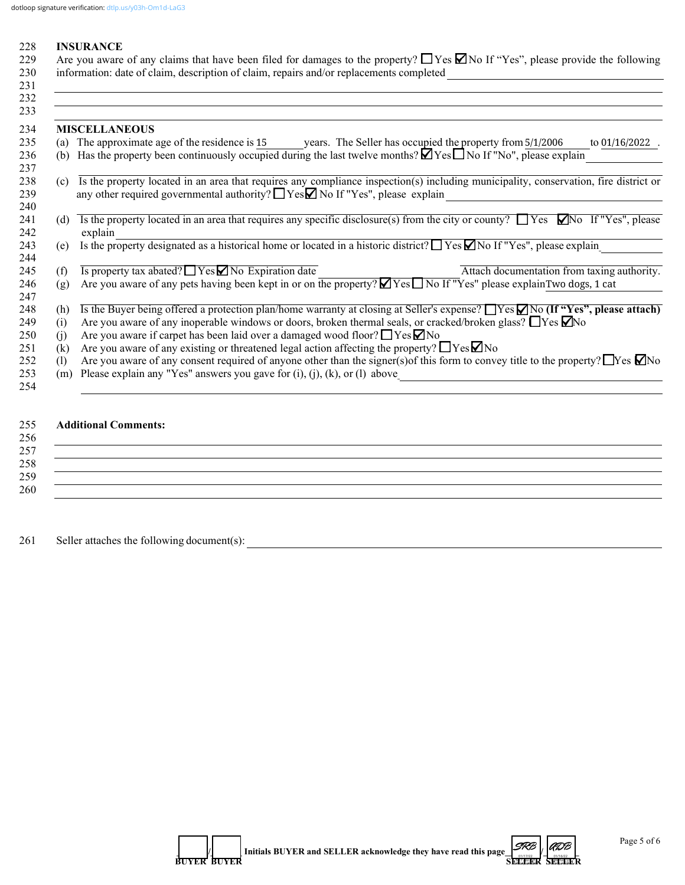dotloop signature verification: dtlp.us/y03h-Om1d-LaG3

228 **INSURANCE**

229 Are you aware of any claims that have been filed for damages to the property? ☐ Yes ☑ No If "Yes", please provide the following
230 information: date of claim, description of claim, repairs and/or replacements completed \_\_\_\_\_\_\_\_\_\_\_\_\_\_\_\_\_\_\_\_
231 \_\_\_\_\_\_\_\_\_\_\_\_\_\_\_\_\_\_\_\_\_\_\_\_\_\_\_\_\_\_\_\_\_\_\_\_\_\_\_\_
232 \_\_\_\_\_\_\_\_\_\_\_\_\_\_\_\_\_\_\_\_\_\_\_\_\_\_\_\_\_\_\_\_\_\_\_\_\_\_\_\_
233 \_\_\_\_\_\_\_\_\_\_\_\_\_\_\_\_\_\_\_\_\_\_\_\_\_\_\_\_\_\_\_\_\_\_\_\_\_\_\_\_

234 **MISCELLANEOUS**

235 (a) The approximate age of the residence is 15 years. The Seller has occupied the property from 5/1/2006 to 01/16/2022 .
236 (b) Has the property been continuously occupied during the last twelve months? ☑ Yes ☐ No If "No", please explain \_\_\_\_\_\_\_\_
237 \_\_\_\_\_\_\_\_\_\_\_\_\_\_\_\_\_\_\_\_\_\_\_\_\_\_\_\_\_\_\_\_\_\_\_\_\_\_\_\_
238 (c) Is the property located in an area that requires any compliance inspection(s) including municipality, conservation, fire district or
239 any other required governmental authority? ☐ Yes ☑ No If "Yes", please explain \_\_\_\_\_\_\_\_\_\_\_\_\_\_\_\_\_\_\_\_
240 \_\_\_\_\_\_\_\_\_\_\_\_\_\_\_\_\_\_\_\_\_\_\_\_\_\_\_\_\_\_\_\_\_\_\_\_\_\_\_\_
241 (d) Is the property located in an area that requires any specific disclosure(s) from the city or county? ☐ Yes ☑ No If "Yes", please
242 explain \_\_\_\_\_\_\_\_\_\_\_\_\_\_\_\_\_\_\_\_\_\_\_\_\_\_\_\_\_\_\_\_\_\_\_\_\_\_\_\_
243 (e) Is the property designated as a historical home or located in a historic district? ☐ Yes ☑ No If "Yes", please explain \_\_\_\_\_\_\_\_
244 \_\_\_\_\_\_\_\_\_\_\_\_\_\_\_\_\_\_\_\_\_\_\_\_\_\_\_\_\_\_\_\_\_\_\_\_\_\_\_\_
245 (f) Is property tax abated? ☐ Yes ☑ No Expiration date \_\_\_\_\_\_\_\_\_\_\_\_\_\_\_\_\_\_\_\_ Attach documentation from taxing authority.
246 (g) Are you aware of any pets having been kept in or on the property? ☑ Yes ☐ No If "Yes" please explain Two dogs, 1 cat
247 \_\_\_\_\_\_\_\_\_\_\_\_\_\_\_\_\_\_\_\_\_\_\_\_\_\_\_\_\_\_\_\_\_\_\_\_\_\_\_\_
248 (h) Is the Buyer being offered a protection plan/home warranty at closing at Seller's expense? ☐ Yes ☑ No **(If "Yes", please attach)**
249 (i) Are you aware of any inoperable windows or doors, broken thermal seals, or cracked/broken glass? ☐ Yes ☑ No
250 (j) Are you aware if carpet has been laid over a damaged wood floor? ☐ Yes ☑ No
251 (k) Are you aware of any existing or threatened legal action affecting the property? ☐ Yes ☑ No
252 (l) Are you aware of any consent required of anyone other than the signer(s)of this form to convey title to the property? ☐ Yes ☑ No
253 (m) Please explain any "Yes" answers you gave for (i), (j), (k), or (l) above \_\_\_\_\_\_\_\_\_\_\_\_\_\_\_\_\_\_\_\_
254 \_\_\_\_\_\_\_\_\_\_\_\_\_\_\_\_\_\_\_\_\_\_\_\_\_\_\_\_\_\_\_\_\_\_\_\_\_\_\_\_

255 **Additional Comments:**

256 \_\_\_\_\_\_\_\_\_\_\_\_\_\_\_\_\_\_\_\_\_\_\_\_\_\_\_\_\_\_\_\_\_\_\_\_\_\_\_\_
257 \_\_\_\_\_\_\_\_\_\_\_\_\_\_\_\_\_\_\_\_\_\_\_\_\_\_\_\_\_\_\_\_\_\_\_\_\_\_\_\_
258 \_\_\_\_\_\_\_\_\_\_\_\_\_\_\_\_\_\_\_\_\_\_\_\_\_\_\_\_\_\_\_\_\_\_\_\_\_\_\_\_
259 \_\_\_\_\_\_\_\_\_\_\_\_\_\_\_\_\_\_\_\_\_\_\_\_\_\_\_\_\_\_\_\_\_\_\_\_\_\_\_\_
260 \_\_\_\_\_\_\_\_\_\_\_\_\_\_\_\_\_\_\_\_\_\_\_\_\_\_\_\_\_\_\_\_\_\_\_\_\_\_\_\_

261 Seller attaches the following document(s): \_\_\_\_\_\_\_\_\_\_\_\_\_\_\_\_\_\_\_\_\_\_\_\_\_\_\_\_\_\_\_\_\_\_\_\_\_\_\_\_

\_\_\_\_ / \_\_\_\_ **Initials BUYER and SELLER acknowledge they have read this page** SRB 01/17/22 / RDB 01/16/22

BUYER BUYER SELLER SELLER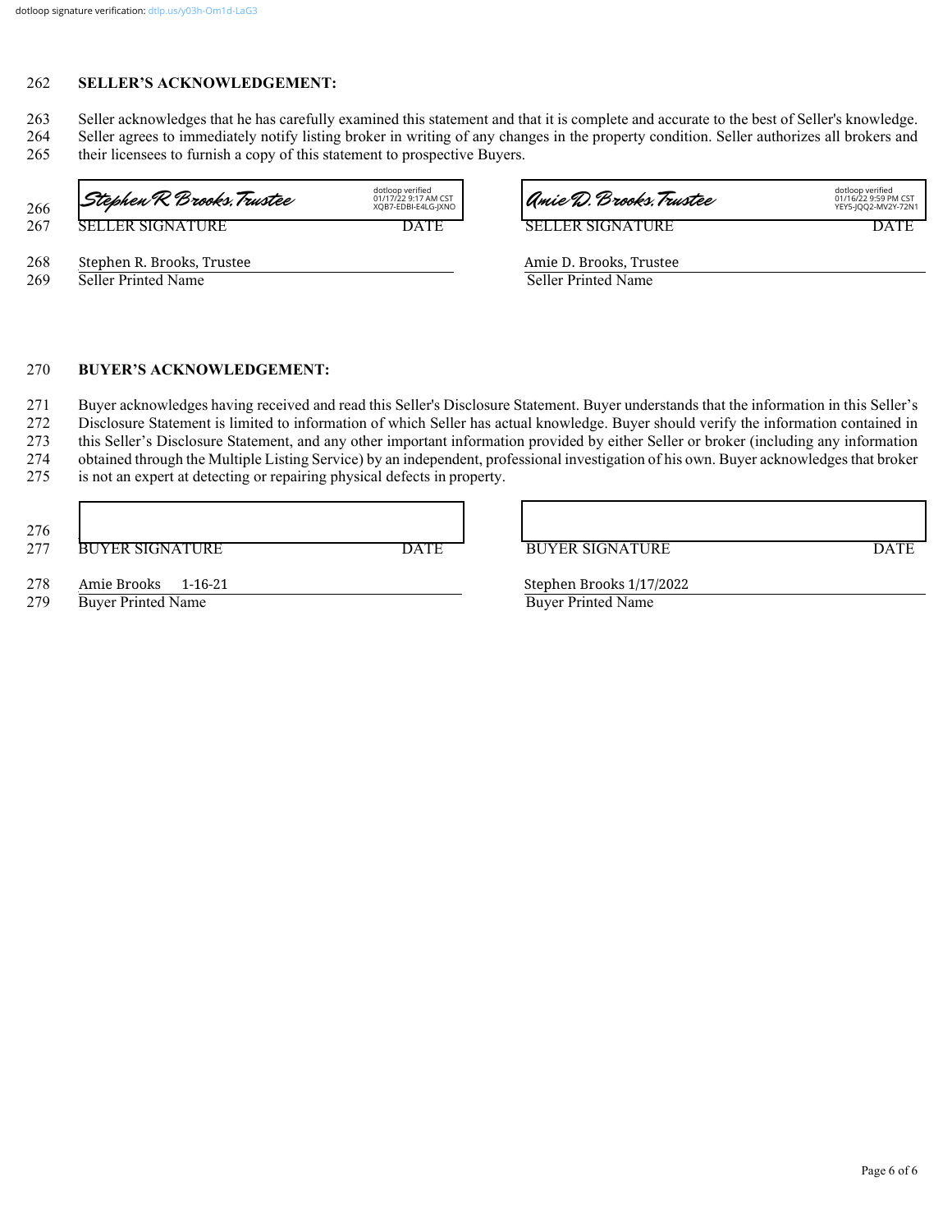dotloop signature verification: dtlp.us/y03h-Om1d-LaG3

262 **SELLER'S ACKNOWLEDGEMENT:**

263 Seller acknowledges that he has carefully examined this statement and that it is complete and accurate to the best of Seller's knowledge.
264 Seller agrees to immediately notify listing broker in writing of any changes in the property condition. Seller authorizes all brokers and
265 their licensees to furnish a copy of this statement to prospective Buyers.

266 Stephen R Brooks, Trustee — dotloop verified 01/17/22 9:17 AM CST XQB7-EDBI-E4LG-JXNO

Amie D. Brooks, Trustee — dotloop verified 01/16/22 9:59 PM CST YEY5-JQQ2-MV2Y-72N1

267 SELLER SIGNATURE DATE | SELLER SIGNATURE DATE

268 Stephen R. Brooks, Trustee | Amie D. Brooks, Trustee
269 Seller Printed Name | Seller Printed Name

270 **BUYER'S ACKNOWLEDGEMENT:**

271 Buyer acknowledges having received and read this Seller's Disclosure Statement. Buyer understands that the information in this Seller's
272 Disclosure Statement is limited to information of which Seller has actual knowledge. Buyer should verify the information contained in
273 this Seller's Disclosure Statement, and any other important information provided by either Seller or broker (including any information
274 obtained through the Multiple Listing Service) by an independent, professional investigation of his own. Buyer acknowledges that broker
275 is not an expert at detecting or repairing physical defects in property.

276
277 BUYER SIGNATURE DATE | BUYER SIGNATURE DATE

278 Amie Brooks 1-16-21 | Stephen Brooks 1/17/2022
279 Buyer Printed Name | Buyer Printed Name